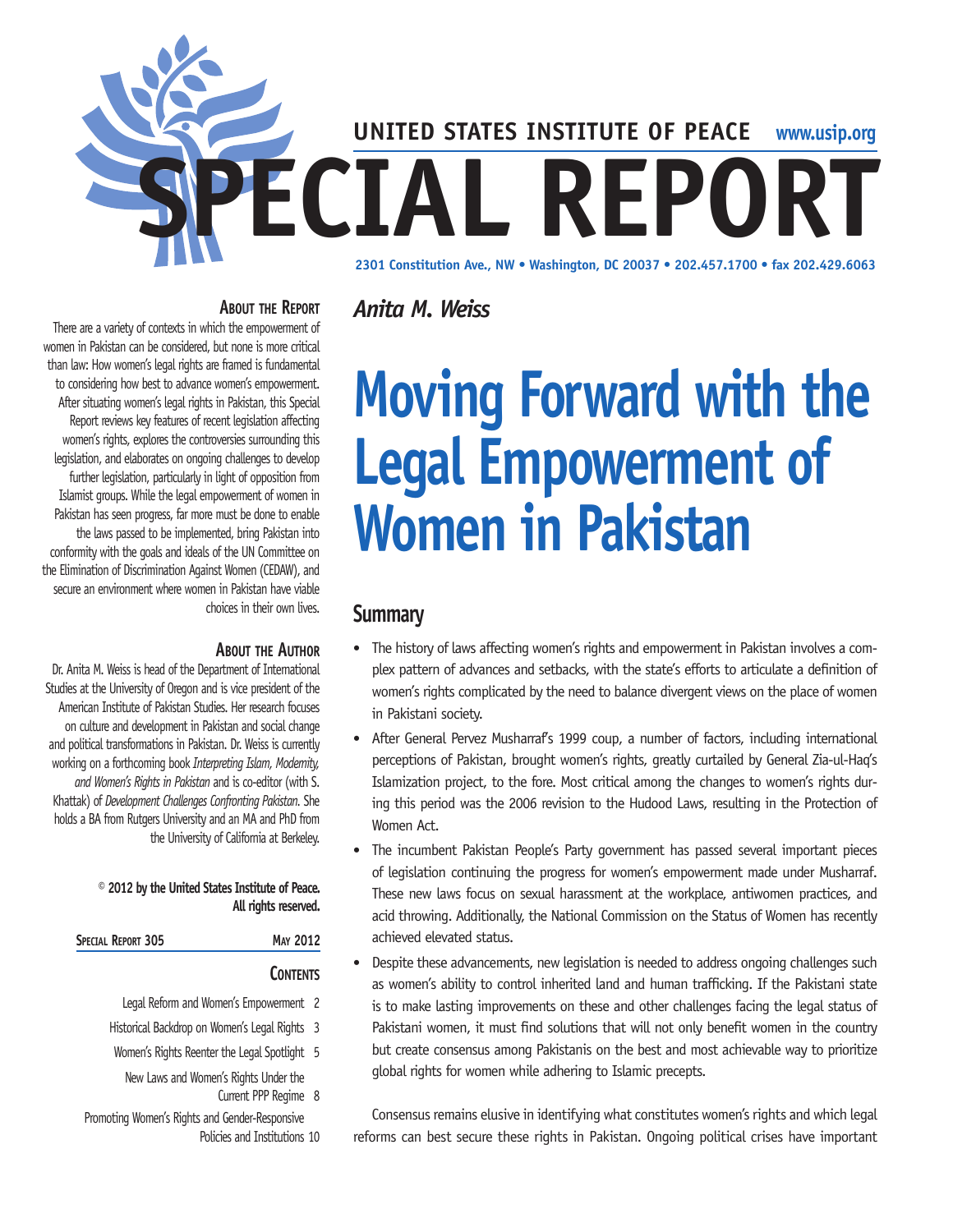UNITED STATES INSTITUTE OF PEACE www.usip.org

# SPECIAL REPORT

2301 Constitution Ave., NW • Washington, DC 20037 • 202.457.1700 • fax 202.429.6063

*Anita M. Weiss*

# Moving Forward with the Legal Empowerment of Women in Pakistan

## About the Report

There are a variety of contexts in which the empowerment of women in Pakistan can be considered, but none is more critical than law: How women's legal rights are framed is fundamental to considering how best to advance women's empowerment. After situating women's legal rights in Pakistan, this Special Report reviews key features of recent legislation affecting women's rights, explores the controversies surrounding this legislation, and elaborates on ongoing challenges to develop further legislation, particularly in light of opposition from Islamist groups. While the legal empowerment of women in Pakistan has seen progress, far more must be done to enable the laws passed to be implemented, bring Pakistan into conformity with the goals and ideals of the UN Committee on the Elimination of Discrimination Against Women (CEDAW), and secure an environment where women in Pakistan have viable choices in their own lives.

## About the Author

Dr. Anita M. Weiss is head of the Department of International Studies at the University of Oregon and is vice president of the American Institute of Pakistan Studies. Her research focuses on culture and development in Pakistan and social change and political transformations in Pakistan. Dr. Weiss is currently working on a forthcoming book *Interpreting Islam, Modernity, and Women's Rights in Pakistan* and is co-editor (with S. Khattak) of *Development Challenges Confronting Pakistan*. She holds a BA from Rutgers University and an MA and PhD from the University of California at Berkeley.

**© 2012 by the United States Institute of Peace. All rights reserved.**

Special Report 305 — May 2012

## Contents

- Legal Reform and Women's Empowerment 2
- Historical Backdrop on Women's Legal Rights 3
- Women's Rights Reenter the Legal Spotlight 5
- New Laws and Women's Rights Under the Current PPP Regime 8
- Promoting Women's Rights and Gender-Responsive Policies and Institutions 10

## Summary

- The history of laws affecting women's rights and empowerment in Pakistan involves a complex pattern of advances and setbacks, with the state's efforts to articulate a definition of women's rights complicated by the need to balance divergent views on the place of women in Pakistani society.
- After General Pervez Musharraf's 1999 coup, a number of factors, including international perceptions of Pakistan, brought women's rights, greatly curtailed by General Zia-ul-Haq's Islamization project, to the fore. Most critical among the changes to women's rights during this period was the 2006 revision to the Hudood Laws, resulting in the Protection of Women Act.
- The incumbent Pakistan People's Party government has passed several important pieces of legislation continuing the progress for women's empowerment made under Musharraf. These new laws focus on sexual harassment at the workplace, antiwomen practices, and acid throwing. Additionally, the National Commission on the Status of Women has recently achieved elevated status.
- Despite these advancements, new legislation is needed to address ongoing challenges such as women's ability to control inherited land and human trafficking. If the Pakistani state is to make lasting improvements on these and other challenges facing the legal status of Pakistani women, it must find solutions that will not only benefit women in the country but create consensus among Pakistanis on the best and most achievable way to prioritize global rights for women while adhering to Islamic precepts.

Consensus remains elusive in identifying what constitutes women's rights and which legal reforms can best secure these rights in Pakistan. Ongoing political crises have important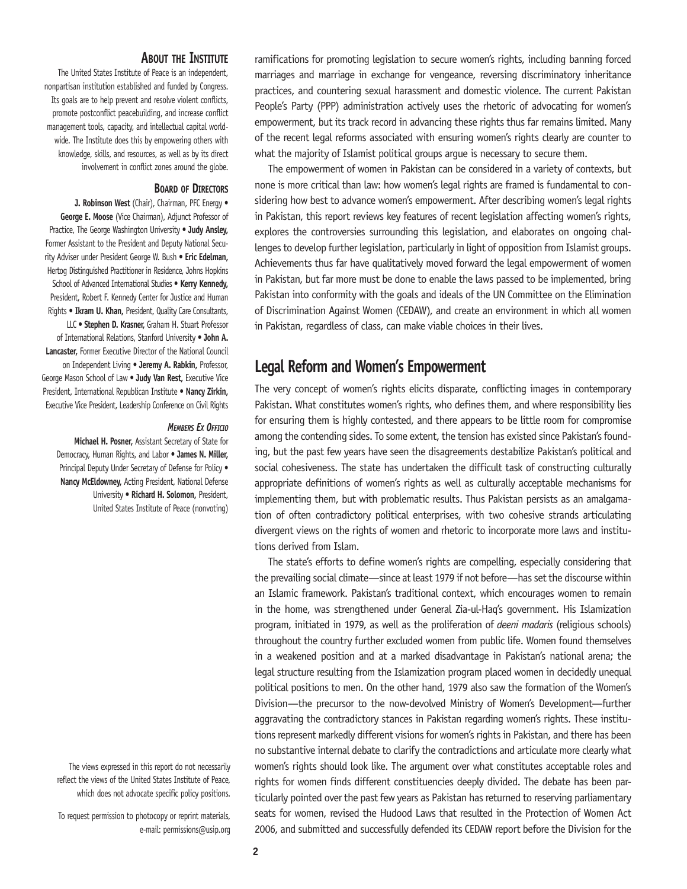### About the Institute

The United States Institute of Peace is an independent, nonpartisan institution established and funded by Congress. Its goals are to help prevent and resolve violent conflicts, promote postconflict peacebuilding, and increase conflict management tools, capacity, and intellectual capital worldwide. The Institute does this by empowering others with knowledge, skills, and resources, as well as by its direct involvement in conflict zones around the globe.

### Board of Directors

**J. Robinson West** (Chair), Chairman, PFC Energy • **George E. Moose** (Vice Chairman), Adjunct Professor of Practice, The George Washington University • **Judy Ansley,** Former Assistant to the President and Deputy National Security Adviser under President George W. Bush • **Eric Edelman,** Hertog Distinguished Practitioner in Residence, Johns Hopkins School of Advanced International Studies • **Kerry Kennedy,** President, Robert F. Kennedy Center for Justice and Human Rights • **Ikram U. Khan,** President, Quality Care Consultants, LLC • **Stephen D. Krasner,** Graham H. Stuart Professor of International Relations, Stanford University • **John A. Lancaster,** Former Executive Director of the National Council on Independent Living • **Jeremy A. Rabkin,** Professor, George Mason School of Law • **Judy Van Rest,** Executive Vice President, International Republican Institute • **Nancy Zirkin,** Executive Vice President, Leadership Conference on Civil Rights

#### *Members Ex Officio*

**Michael H. Posner,** Assistant Secretary of State for Democracy, Human Rights, and Labor • **James N. Miller,** Principal Deputy Under Secretary of Defense for Policy • **Nancy McEldowney,** Acting President, National Defense University • **Richard H. Solomon,** President, United States Institute of Peace (nonvoting)

The views expressed in this report do not necessarily reflect the views of the United States Institute of Peace, which does not advocate specific policy positions.

To request permission to photocopy or reprint materials, e-mail: permissions@usip.org

ramifications for promoting legislation to secure women's rights, including banning forced marriages and marriage in exchange for vengeance, reversing discriminatory inheritance practices, and countering sexual harassment and domestic violence. The current Pakistan People's Party (PPP) administration actively uses the rhetoric of advocating for women's empowerment, but its track record in advancing these rights thus far remains limited. Many of the recent legal reforms associated with ensuring women's rights clearly are counter to what the majority of Islamist political groups argue is necessary to secure them.

The empowerment of women in Pakistan can be considered in a variety of contexts, but none is more critical than law: how women's legal rights are framed is fundamental to considering how best to advance women's empowerment. After describing women's legal rights in Pakistan, this report reviews key features of recent legislation affecting women's rights, explores the controversies surrounding this legislation, and elaborates on ongoing challenges to develop further legislation, particularly in light of opposition from Islamist groups. Achievements thus far have qualitatively moved forward the legal empowerment of women in Pakistan, but far more must be done to enable the laws passed to be implemented, bring Pakistan into conformity with the goals and ideals of the UN Committee on the Elimination of Discrimination Against Women (CEDAW), and create an environment in which all women in Pakistan, regardless of class, can make viable choices in their lives.

## Legal Reform and Women's Empowerment

The very concept of women's rights elicits disparate, conflicting images in contemporary Pakistan. What constitutes women's rights, who defines them, and where responsibility lies for ensuring them is highly contested, and there appears to be little room for compromise among the contending sides. To some extent, the tension has existed since Pakistan's founding, but the past few years have seen the disagreements destabilize Pakistan's political and social cohesiveness. The state has undertaken the difficult task of constructing culturally appropriate definitions of women's rights as well as culturally acceptable mechanisms for implementing them, but with problematic results. Thus Pakistan persists as an amalgamation of often contradictory political enterprises, with two cohesive strands articulating divergent views on the rights of women and rhetoric to incorporate more laws and institutions derived from Islam.

The state's efforts to define women's rights are compelling, especially considering that the prevailing social climate—since at least 1979 if not before—has set the discourse within an Islamic framework. Pakistan's traditional context, which encourages women to remain in the home, was strengthened under General Zia-ul-Haq's government. His Islamization program, initiated in 1979, as well as the proliferation of *deeni madaris* (religious schools) throughout the country further excluded women from public life. Women found themselves in a weakened position and at a marked disadvantage in Pakistan's national arena; the legal structure resulting from the Islamization program placed women in decidedly unequal political positions to men. On the other hand, 1979 also saw the formation of the Women's Division—the precursor to the now-devolved Ministry of Women's Development—further aggravating the contradictory stances in Pakistan regarding women's rights. These institutions represent markedly different visions for women's rights in Pakistan, and there has been no substantive internal debate to clarify the contradictions and articulate more clearly what women's rights should look like. The argument over what constitutes acceptable roles and rights for women finds different constituencies deeply divided. The debate has been particularly pointed over the past few years as Pakistan has returned to reserving parliamentary seats for women, revised the Hudood Laws that resulted in the Protection of Women Act 2006, and submitted and successfully defended its CEDAW report before the Division for the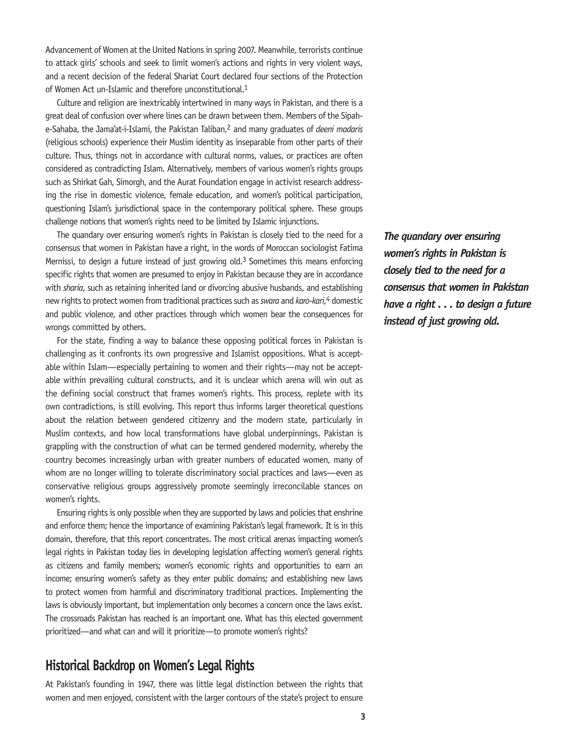Advancement of Women at the United Nations in spring 2007. Meanwhile, terrorists continue to attack girls' schools and seek to limit women's actions and rights in very violent ways, and a recent decision of the federal Shariat Court declared four sections of the Protection of Women Act un-Islamic and therefore unconstitutional.[1]

Culture and religion are inextricably intertwined in many ways in Pakistan, and there is a great deal of confusion over where lines can be drawn between them. Members of the Sipah-e-Sahaba, the Jama'at-i-Islami, the Pakistan Taliban,[2] and many graduates of *deeni madaris* (religious schools) experience their Muslim identity as inseparable from other parts of their culture. Thus, things not in accordance with cultural norms, values, or practices are often considered as contradicting Islam. Alternatively, members of various women's rights groups such as Shirkat Gah, Simorgh, and the Aurat Foundation engage in activist research addressing the rise in domestic violence, female education, and women's political participation, questioning Islam's jurisdictional space in the contemporary political sphere. These groups challenge notions that women's rights need to be limited by Islamic injunctions.

The quandary over ensuring women's rights in Pakistan is closely tied to the need for a consensus that women in Pakistan have a right, in the words of Moroccan sociologist Fatima Mernissi, to design a future instead of just growing old.[3] Sometimes this means enforcing specific rights that women are presumed to enjoy in Pakistan because they are in accordance with *sharia*, such as retaining inherited land or divorcing abusive husbands, and establishing new rights to protect women from traditional practices such as *swara* and *karo-kari*,[4] domestic and public violence, and other practices through which women bear the consequences for wrongs committed by others.

***The quandary over ensuring women's rights in Pakistan is closely tied to the need for a consensus that women in Pakistan have a right . . . to design a future instead of just growing old.***

For the state, finding a way to balance these opposing political forces in Pakistan is challenging as it confronts its own progressive and Islamist oppositions. What is acceptable within Islam—especially pertaining to women and their rights—may not be acceptable within prevailing cultural constructs, and it is unclear which arena will win out as the defining social construct that frames women's rights. This process, replete with its own contradictions, is still evolving. This report thus informs larger theoretical questions about the relation between gendered citizenry and the modern state, particularly in Muslim contexts, and how local transformations have global underpinnings. Pakistan is grappling with the construction of what can be termed gendered modernity, whereby the country becomes increasingly urban with greater numbers of educated women, many of whom are no longer willing to tolerate discriminatory social practices and laws—even as conservative religious groups aggressively promote seemingly irreconcilable stances on women's rights.

Ensuring rights is only possible when they are supported by laws and policies that enshrine and enforce them; hence the importance of examining Pakistan's legal framework. It is in this domain, therefore, that this report concentrates. The most critical arenas impacting women's legal rights in Pakistan today lies in developing legislation affecting women's general rights as citizens and family members; women's economic rights and opportunities to earn an income; ensuring women's safety as they enter public domains; and establishing new laws to protect women from harmful and discriminatory traditional practices. Implementing the laws is obviously important, but implementation only becomes a concern once the laws exist. The crossroads Pakistan has reached is an important one. What has this elected government prioritized—and what can and will it prioritize—to promote women's rights?

## Historical Backdrop on Women's Legal Rights

At Pakistan's founding in 1947, there was little legal distinction between the rights that women and men enjoyed, consistent with the larger contours of the state's project to ensure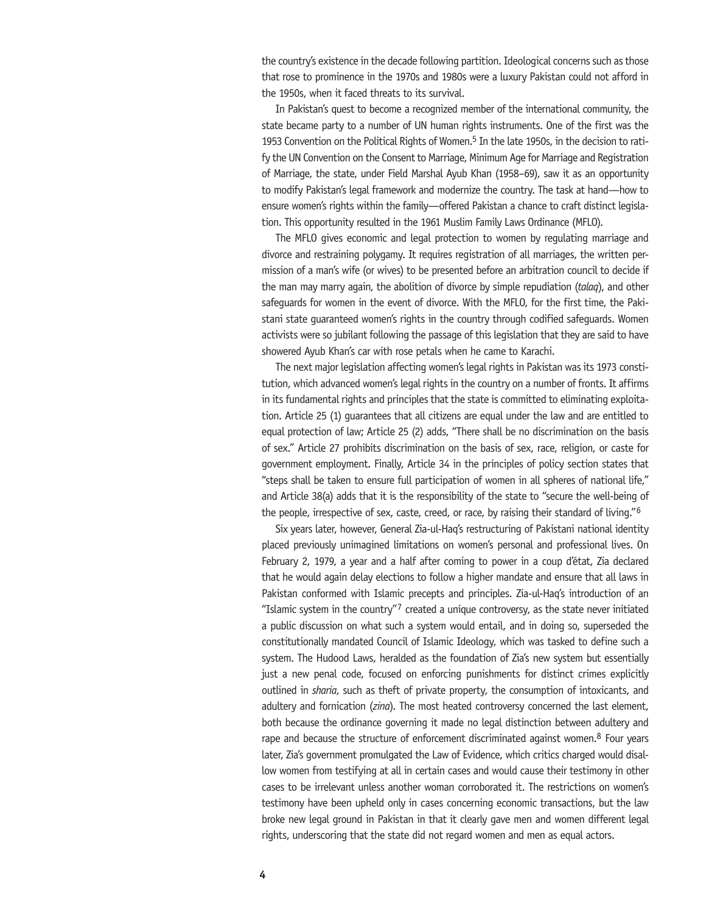the country's existence in the decade following partition. Ideological concerns such as those that rose to prominence in the 1970s and 1980s were a luxury Pakistan could not afford in the 1950s, when it faced threats to its survival.

In Pakistan's quest to become a recognized member of the international community, the state became party to a number of UN human rights instruments. One of the first was the 1953 Convention on the Political Rights of Women.[5] In the late 1950s, in the decision to ratify the UN Convention on the Consent to Marriage, Minimum Age for Marriage and Registration of Marriage, the state, under Field Marshal Ayub Khan (1958–69), saw it as an opportunity to modify Pakistan's legal framework and modernize the country. The task at hand—how to ensure women's rights within the family—offered Pakistan a chance to craft distinct legislation. This opportunity resulted in the 1961 Muslim Family Laws Ordinance (MFLO).

The MFLO gives economic and legal protection to women by regulating marriage and divorce and restraining polygamy. It requires registration of all marriages, the written permission of a man's wife (or wives) to be presented before an arbitration council to decide if the man may marry again, the abolition of divorce by simple repudiation (*talaq*), and other safeguards for women in the event of divorce. With the MFLO, for the first time, the Pakistani state guaranteed women's rights in the country through codified safeguards. Women activists were so jubilant following the passage of this legislation that they are said to have showered Ayub Khan's car with rose petals when he came to Karachi.

The next major legislation affecting women's legal rights in Pakistan was its 1973 constitution, which advanced women's legal rights in the country on a number of fronts. It affirms in its fundamental rights and principles that the state is committed to eliminating exploitation. Article 25 (1) guarantees that all citizens are equal under the law and are entitled to equal protection of law; Article 25 (2) adds, "There shall be no discrimination on the basis of sex." Article 27 prohibits discrimination on the basis of sex, race, religion, or caste for government employment. Finally, Article 34 in the principles of policy section states that "steps shall be taken to ensure full participation of women in all spheres of national life," and Article 38(a) adds that it is the responsibility of the state to "secure the well-being of the people, irrespective of sex, caste, creed, or race, by raising their standard of living."[6]

Six years later, however, General Zia-ul-Haq's restructuring of Pakistani national identity placed previously unimagined limitations on women's personal and professional lives. On February 2, 1979, a year and a half after coming to power in a coup d'état, Zia declared that he would again delay elections to follow a higher mandate and ensure that all laws in Pakistan conformed with Islamic precepts and principles. Zia-ul-Haq's introduction of an "Islamic system in the country"[7] created a unique controversy, as the state never initiated a public discussion on what such a system would entail, and in doing so, superseded the constitutionally mandated Council of Islamic Ideology, which was tasked to define such a system. The Hudood Laws, heralded as the foundation of Zia's new system but essentially just a new penal code, focused on enforcing punishments for distinct crimes explicitly outlined in *sharia*, such as theft of private property, the consumption of intoxicants, and adultery and fornication (*zina*). The most heated controversy concerned the last element, both because the ordinance governing it made no legal distinction between adultery and rape and because the structure of enforcement discriminated against women.[8] Four years later, Zia's government promulgated the Law of Evidence, which critics charged would disallow women from testifying at all in certain cases and would cause their testimony in other cases to be irrelevant unless another woman corroborated it. The restrictions on women's testimony have been upheld only in cases concerning economic transactions, but the law broke new legal ground in Pakistan in that it clearly gave men and women different legal rights, underscoring that the state did not regard women and men as equal actors.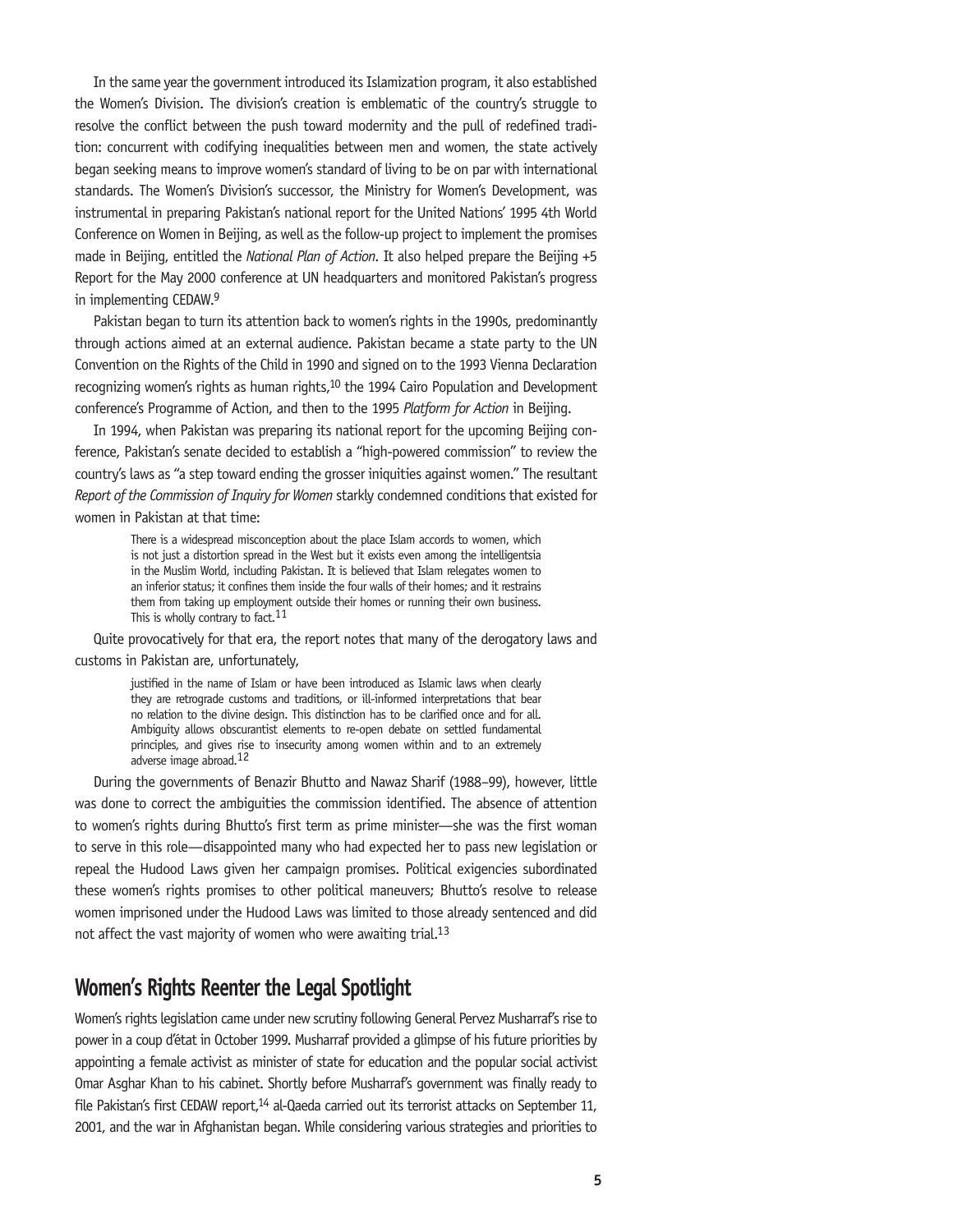In the same year the government introduced its Islamization program, it also established the Women's Division. The division's creation is emblematic of the country's struggle to resolve the conflict between the push toward modernity and the pull of redefined tradition: concurrent with codifying inequalities between men and women, the state actively began seeking means to improve women's standard of living to be on par with international standards. The Women's Division's successor, the Ministry for Women's Development, was instrumental in preparing Pakistan's national report for the United Nations' 1995 4th World Conference on Women in Beijing, as well as the follow-up project to implement the promises made in Beijing, entitled the *National Plan of Action*. It also helped prepare the Beijing +5 Report for the May 2000 conference at UN headquarters and monitored Pakistan's progress in implementing CEDAW.[9]

Pakistan began to turn its attention back to women's rights in the 1990s, predominantly through actions aimed at an external audience. Pakistan became a state party to the UN Convention on the Rights of the Child in 1990 and signed on to the 1993 Vienna Declaration recognizing women's rights as human rights,[10] the 1994 Cairo Population and Development conference's Programme of Action, and then to the 1995 *Platform for Action* in Beijing.

In 1994, when Pakistan was preparing its national report for the upcoming Beijing conference, Pakistan's senate decided to establish a "high-powered commission" to review the country's laws as "a step toward ending the grosser iniquities against women." The resultant *Report of the Commission of Inquiry for Women* starkly condemned conditions that existed for women in Pakistan at that time:

> There is a widespread misconception about the place Islam accords to women, which is not just a distortion spread in the West but it exists even among the intelligentsia in the Muslim World, including Pakistan. It is believed that Islam relegates women to an inferior status; it confines them inside the four walls of their homes; and it restrains them from taking up employment outside their homes or running their own business. This is wholly contrary to fact.[11]

Quite provocatively for that era, the report notes that many of the derogatory laws and customs in Pakistan are, unfortunately,

> justified in the name of Islam or have been introduced as Islamic laws when clearly they are retrograde customs and traditions, or ill-informed interpretations that bear no relation to the divine design. This distinction has to be clarified once and for all. Ambiguity allows obscurantist elements to re-open debate on settled fundamental principles, and gives rise to insecurity among women within and to an extremely adverse image abroad.[12]

During the governments of Benazir Bhutto and Nawaz Sharif (1988–99), however, little was done to correct the ambiguities the commission identified. The absence of attention to women's rights during Bhutto's first term as prime minister—she was the first woman to serve in this role—disappointed many who had expected her to pass new legislation or repeal the Hudood Laws given her campaign promises. Political exigencies subordinated these women's rights promises to other political maneuvers; Bhutto's resolve to release women imprisoned under the Hudood Laws was limited to those already sentenced and did not affect the vast majority of women who were awaiting trial.[13]

## Women's Rights Reenter the Legal Spotlight

Women's rights legislation came under new scrutiny following General Pervez Musharraf's rise to power in a coup d'état in October 1999. Musharraf provided a glimpse of his future priorities by appointing a female activist as minister of state for education and the popular social activist Omar Asghar Khan to his cabinet. Shortly before Musharraf's government was finally ready to file Pakistan's first CEDAW report,[14] al-Qaeda carried out its terrorist attacks on September 11, 2001, and the war in Afghanistan began. While considering various strategies and priorities to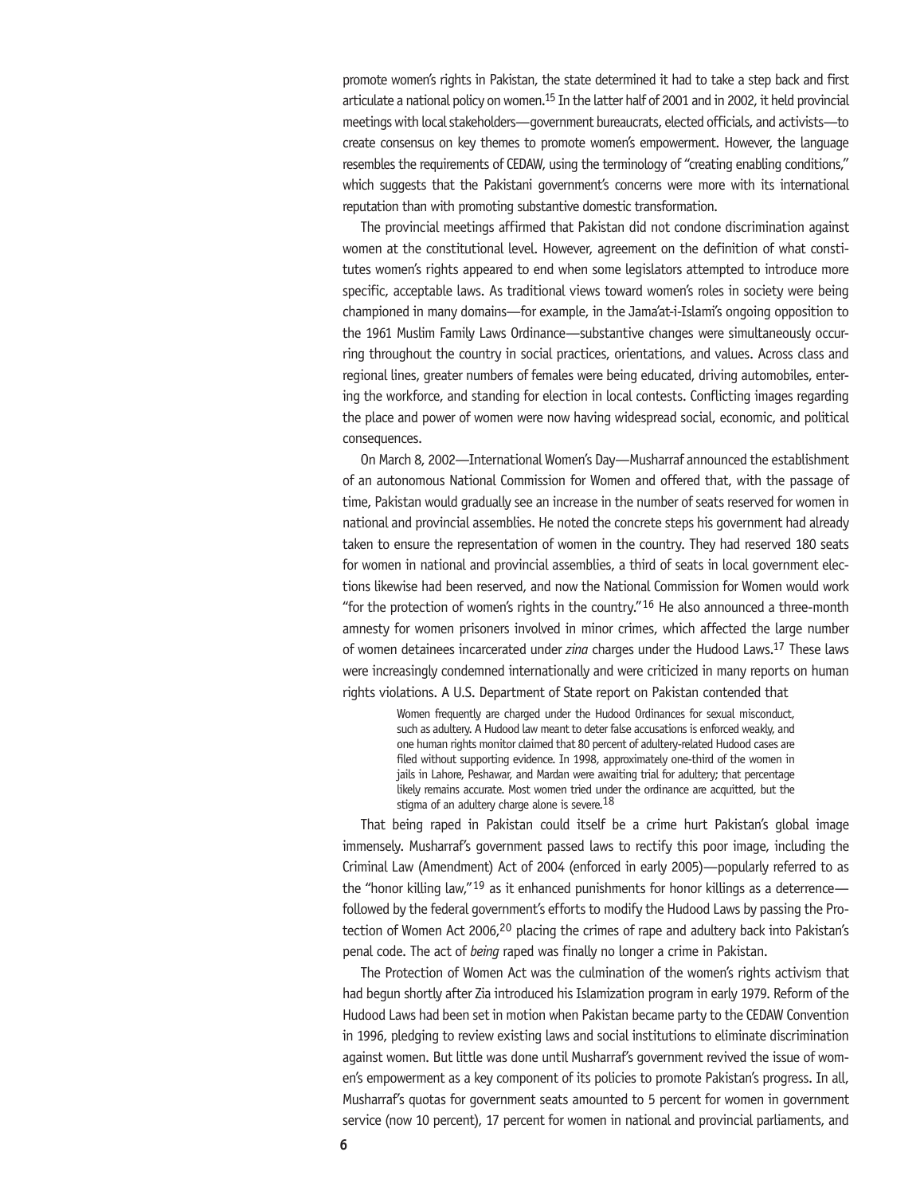promote women's rights in Pakistan, the state determined it had to take a step back and first articulate a national policy on women.[15] In the latter half of 2001 and in 2002, it held provincial meetings with local stakeholders—government bureaucrats, elected officials, and activists—to create consensus on key themes to promote women's empowerment. However, the language resembles the requirements of CEDAW, using the terminology of "creating enabling conditions," which suggests that the Pakistani government's concerns were more with its international reputation than with promoting substantive domestic transformation.

The provincial meetings affirmed that Pakistan did not condone discrimination against women at the constitutional level. However, agreement on the definition of what constitutes women's rights appeared to end when some legislators attempted to introduce more specific, acceptable laws. As traditional views toward women's roles in society were being championed in many domains—for example, in the Jama'at-i-Islami's ongoing opposition to the 1961 Muslim Family Laws Ordinance—substantive changes were simultaneously occurring throughout the country in social practices, orientations, and values. Across class and regional lines, greater numbers of females were being educated, driving automobiles, entering the workforce, and standing for election in local contests. Conflicting images regarding the place and power of women were now having widespread social, economic, and political consequences.

On March 8, 2002—International Women's Day—Musharraf announced the establishment of an autonomous National Commission for Women and offered that, with the passage of time, Pakistan would gradually see an increase in the number of seats reserved for women in national and provincial assemblies. He noted the concrete steps his government had already taken to ensure the representation of women in the country. They had reserved 180 seats for women in national and provincial assemblies, a third of seats in local government elections likewise had been reserved, and now the National Commission for Women would work "for the protection of women's rights in the country."[16] He also announced a three-month amnesty for women prisoners involved in minor crimes, which affected the large number of women detainees incarcerated under *zina* charges under the Hudood Laws.[17] These laws were increasingly condemned internationally and were criticized in many reports on human rights violations. A U.S. Department of State report on Pakistan contended that

> Women frequently are charged under the Hudood Ordinances for sexual misconduct, such as adultery. A Hudood law meant to deter false accusations is enforced weakly, and one human rights monitor claimed that 80 percent of adultery-related Hudood cases are filed without supporting evidence. In 1998, approximately one-third of the women in jails in Lahore, Peshawar, and Mardan were awaiting trial for adultery; that percentage likely remains accurate. Most women tried under the ordinance are acquitted, but the stigma of an adultery charge alone is severe.[18]

That being raped in Pakistan could itself be a crime hurt Pakistan's global image immensely. Musharraf's government passed laws to rectify this poor image, including the Criminal Law (Amendment) Act of 2004 (enforced in early 2005)—popularly referred to as the "honor killing law,"[19] as it enhanced punishments for honor killings as a deterrence—followed by the federal government's efforts to modify the Hudood Laws by passing the Protection of Women Act 2006,[20] placing the crimes of rape and adultery back into Pakistan's penal code. The act of *being* raped was finally no longer a crime in Pakistan.

The Protection of Women Act was the culmination of the women's rights activism that had begun shortly after Zia introduced his Islamization program in early 1979. Reform of the Hudood Laws had been set in motion when Pakistan became party to the CEDAW Convention in 1996, pledging to review existing laws and social institutions to eliminate discrimination against women. But little was done until Musharraf's government revived the issue of women's empowerment as a key component of its policies to promote Pakistan's progress. In all, Musharraf's quotas for government seats amounted to 5 percent for women in government service (now 10 percent), 17 percent for women in national and provincial parliaments, and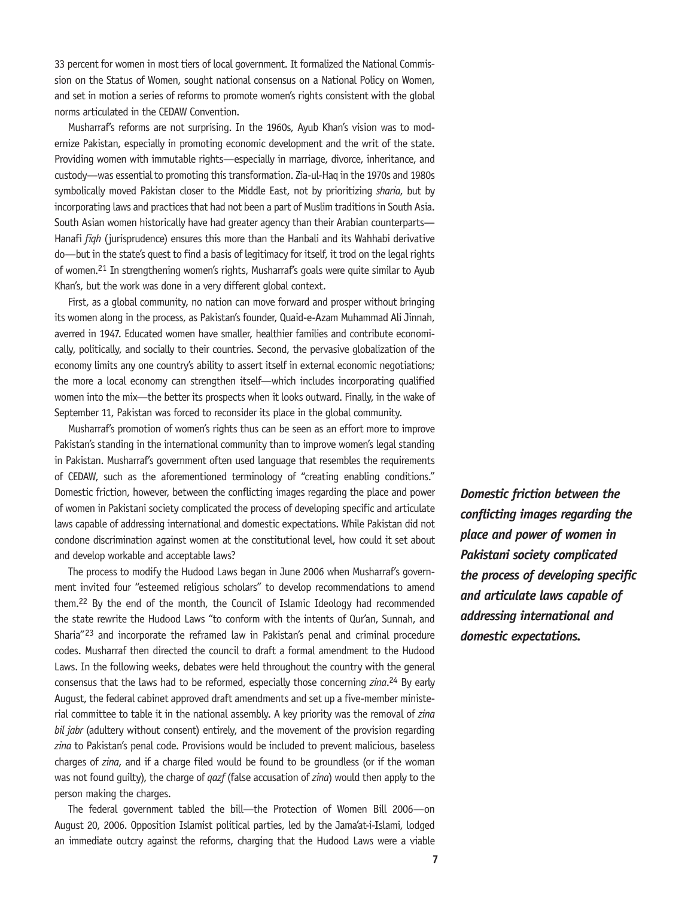33 percent for women in most tiers of local government. It formalized the National Commission on the Status of Women, sought national consensus on a National Policy on Women, and set in motion a series of reforms to promote women's rights consistent with the global norms articulated in the CEDAW Convention.

Musharraf's reforms are not surprising. In the 1960s, Ayub Khan's vision was to modernize Pakistan, especially in promoting economic development and the writ of the state. Providing women with immutable rights—especially in marriage, divorce, inheritance, and custody—was essential to promoting this transformation. Zia-ul-Haq in the 1970s and 1980s symbolically moved Pakistan closer to the Middle East, not by prioritizing *sharia*, but by incorporating laws and practices that had not been a part of Muslim traditions in South Asia. South Asian women historically have had greater agency than their Arabian counterparts—Hanafi *fiqh* (jurisprudence) ensures this more than the Hanbali and its Wahhabi derivative do—but in the state's quest to find a basis of legitimacy for itself, it trod on the legal rights of women.[21] In strengthening women's rights, Musharraf's goals were quite similar to Ayub Khan's, but the work was done in a very different global context.

First, as a global community, no nation can move forward and prosper without bringing its women along in the process, as Pakistan's founder, Quaid-e-Azam Muhammad Ali Jinnah, averred in 1947. Educated women have smaller, healthier families and contribute economically, politically, and socially to their countries. Second, the pervasive globalization of the economy limits any one country's ability to assert itself in external economic negotiations; the more a local economy can strengthen itself—which includes incorporating qualified women into the mix—the better its prospects when it looks outward. Finally, in the wake of September 11, Pakistan was forced to reconsider its place in the global community.

Musharraf's promotion of women's rights thus can be seen as an effort more to improve Pakistan's standing in the international community than to improve women's legal standing in Pakistan. Musharraf's government often used language that resembles the requirements of CEDAW, such as the aforementioned terminology of "creating enabling conditions." Domestic friction, however, between the conflicting images regarding the place and power of women in Pakistani society complicated the process of developing specific and articulate laws capable of addressing international and domestic expectations. While Pakistan did not condone discrimination against women at the constitutional level, how could it set about and develop workable and acceptable laws?

***Domestic friction between the conflicting images regarding the place and power of women in Pakistani society complicated the process of developing specific and articulate laws capable of addressing international and domestic expectations.***

The process to modify the Hudood Laws began in June 2006 when Musharraf's government invited four "esteemed religious scholars" to develop recommendations to amend them.[22] By the end of the month, the Council of Islamic Ideology had recommended the state rewrite the Hudood Laws "to conform with the intents of Qur'an, Sunnah, and Sharia"[23] and incorporate the reframed law in Pakistan's penal and criminal procedure codes. Musharraf then directed the council to draft a formal amendment to the Hudood Laws. In the following weeks, debates were held throughout the country with the general consensus that the laws had to be reformed, especially those concerning *zina*.[24] By early August, the federal cabinet approved draft amendments and set up a five-member ministerial committee to table it in the national assembly. A key priority was the removal of *zina bil jabr* (adultery without consent) entirely, and the movement of the provision regarding *zina* to Pakistan's penal code. Provisions would be included to prevent malicious, baseless charges of *zina*, and if a charge filed would be found to be groundless (or if the woman was not found guilty), the charge of *qazf* (false accusation of *zina*) would then apply to the person making the charges.

The federal government tabled the bill—the Protection of Women Bill 2006—on August 20, 2006. Opposition Islamist political parties, led by the Jama'at-i-Islami, lodged an immediate outcry against the reforms, charging that the Hudood Laws were a viable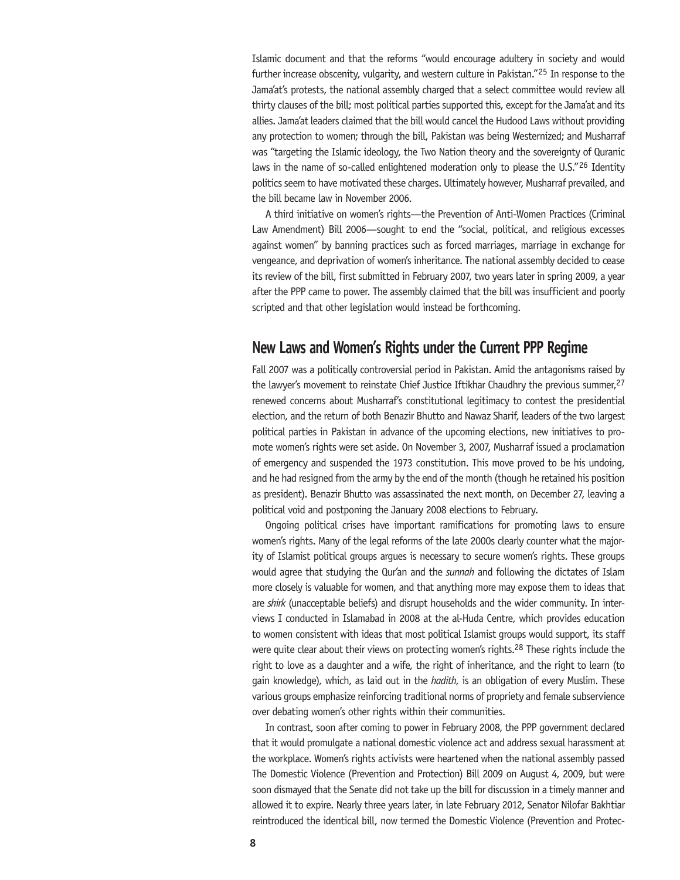Islamic document and that the reforms "would encourage adultery in society and would further increase obscenity, vulgarity, and western culture in Pakistan."[25] In response to the Jama'at's protests, the national assembly charged that a select committee would review all thirty clauses of the bill; most political parties supported this, except for the Jama'at and its allies. Jama'at leaders claimed that the bill would cancel the Hudood Laws without providing any protection to women; through the bill, Pakistan was being Westernized; and Musharraf was "targeting the Islamic ideology, the Two Nation theory and the sovereignty of Quranic laws in the name of so-called enlightened moderation only to please the U.S."[26] Identity politics seem to have motivated these charges. Ultimately however, Musharraf prevailed, and the bill became law in November 2006.

A third initiative on women's rights—the Prevention of Anti-Women Practices (Criminal Law Amendment) Bill 2006—sought to end the "social, political, and religious excesses against women" by banning practices such as forced marriages, marriage in exchange for vengeance, and deprivation of women's inheritance. The national assembly decided to cease its review of the bill, first submitted in February 2007, two years later in spring 2009, a year after the PPP came to power. The assembly claimed that the bill was insufficient and poorly scripted and that other legislation would instead be forthcoming.

## New Laws and Women's Rights under the Current PPP Regime

Fall 2007 was a politically controversial period in Pakistan. Amid the antagonisms raised by the lawyer's movement to reinstate Chief Justice Iftikhar Chaudhry the previous summer,[27] renewed concerns about Musharraf's constitutional legitimacy to contest the presidential election, and the return of both Benazir Bhutto and Nawaz Sharif, leaders of the two largest political parties in Pakistan in advance of the upcoming elections, new initiatives to promote women's rights were set aside. On November 3, 2007, Musharraf issued a proclamation of emergency and suspended the 1973 constitution. This move proved to be his undoing, and he had resigned from the army by the end of the month (though he retained his position as president). Benazir Bhutto was assassinated the next month, on December 27, leaving a political void and postponing the January 2008 elections to February.

Ongoing political crises have important ramifications for promoting laws to ensure women's rights. Many of the legal reforms of the late 2000s clearly counter what the majority of Islamist political groups argues is necessary to secure women's rights. These groups would agree that studying the Qur'an and the *sunnah* and following the dictates of Islam more closely is valuable for women, and that anything more may expose them to ideas that are *shirk* (unacceptable beliefs) and disrupt households and the wider community. In interviews I conducted in Islamabad in 2008 at the al-Huda Centre, which provides education to women consistent with ideas that most political Islamist groups would support, its staff were quite clear about their views on protecting women's rights.[28] These rights include the right to love as a daughter and a wife, the right of inheritance, and the right to learn (to gain knowledge), which, as laid out in the *hadith*, is an obligation of every Muslim. These various groups emphasize reinforcing traditional norms of propriety and female subservience over debating women's other rights within their communities.

In contrast, soon after coming to power in February 2008, the PPP government declared that it would promulgate a national domestic violence act and address sexual harassment at the workplace. Women's rights activists were heartened when the national assembly passed The Domestic Violence (Prevention and Protection) Bill 2009 on August 4, 2009, but were soon dismayed that the Senate did not take up the bill for discussion in a timely manner and allowed it to expire. Nearly three years later, in late February 2012, Senator Nilofar Bakhtiar reintroduced the identical bill, now termed the Domestic Violence (Prevention and Protec-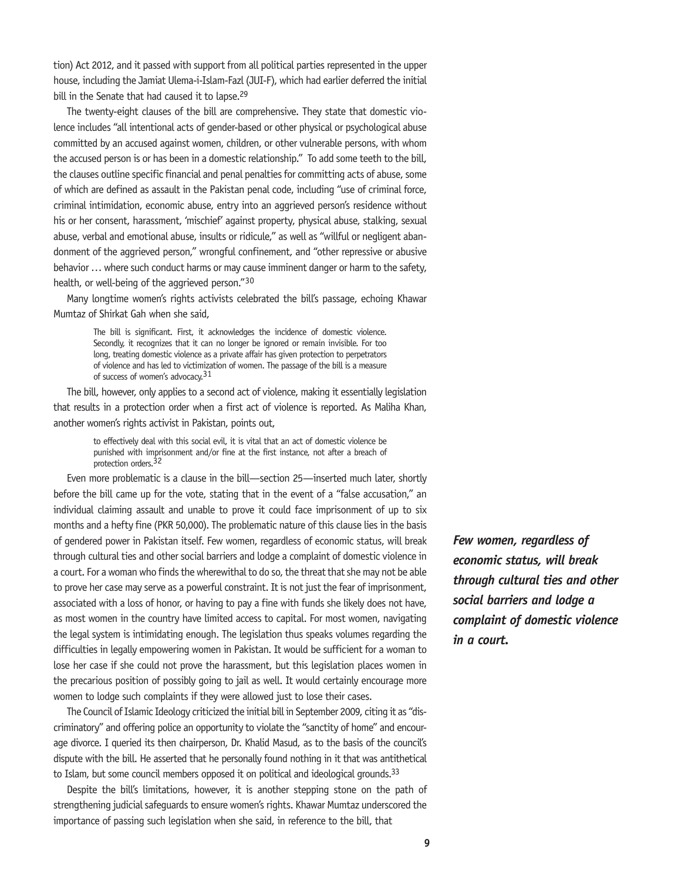tion) Act 2012, and it passed with support from all political parties represented in the upper house, including the Jamiat Ulema-i-Islam-Fazl (JUI-F), which had earlier deferred the initial bill in the Senate that had caused it to lapse.[29]

The twenty-eight clauses of the bill are comprehensive. They state that domestic violence includes "all intentional acts of gender-based or other physical or psychological abuse committed by an accused against women, children, or other vulnerable persons, with whom the accused person is or has been in a domestic relationship." To add some teeth to the bill, the clauses outline specific financial and penal penalties for committing acts of abuse, some of which are defined as assault in the Pakistan penal code, including "use of criminal force, criminal intimidation, economic abuse, entry into an aggrieved person's residence without his or her consent, harassment, 'mischief' against property, physical abuse, stalking, sexual abuse, verbal and emotional abuse, insults or ridicule," as well as "willful or negligent abandonment of the aggrieved person," wrongful confinement, and "other repressive or abusive behavior … where such conduct harms or may cause imminent danger or harm to the safety, health, or well-being of the aggrieved person."[30]

Many longtime women's rights activists celebrated the bill's passage, echoing Khawar Mumtaz of Shirkat Gah when she said,

> The bill is significant. First, it acknowledges the incidence of domestic violence. Secondly, it recognizes that it can no longer be ignored or remain invisible. For too long, treating domestic violence as a private affair has given protection to perpetrators of violence and has led to victimization of women. The passage of the bill is a measure of success of women's advocacy.[31]

The bill, however, only applies to a second act of violence, making it essentially legislation that results in a protection order when a first act of violence is reported. As Maliha Khan, another women's rights activist in Pakistan, points out,

> to effectively deal with this social evil, it is vital that an act of domestic violence be punished with imprisonment and/or fine at the first instance, not after a breach of protection orders.[32]

Even more problematic is a clause in the bill—section 25—inserted much later, shortly before the bill came up for the vote, stating that in the event of a "false accusation," an individual claiming assault and unable to prove it could face imprisonment of up to six months and a hefty fine (PKR 50,000). The problematic nature of this clause lies in the basis of gendered power in Pakistan itself. Few women, regardless of economic status, will break through cultural ties and other social barriers and lodge a complaint of domestic violence in a court. For a woman who finds the wherewithal to do so, the threat that she may not be able to prove her case may serve as a powerful constraint. It is not just the fear of imprisonment, associated with a loss of honor, or having to pay a fine with funds she likely does not have, as most women in the country have limited access to capital. For most women, navigating the legal system is intimidating enough. The legislation thus speaks volumes regarding the difficulties in legally empowering women in Pakistan. It would be sufficient for a woman to lose her case if she could not prove the harassment, but this legislation places women in the precarious position of possibly going to jail as well. It would certainly encourage more women to lodge such complaints if they were allowed just to lose their cases.

***Few women, regardless of economic status, will break through cultural ties and other social barriers and lodge a complaint of domestic violence in a court.***

The Council of Islamic Ideology criticized the initial bill in September 2009, citing it as "discriminatory" and offering police an opportunity to violate the "sanctity of home" and encourage divorce. I queried its then chairperson, Dr. Khalid Masud, as to the basis of the council's dispute with the bill. He asserted that he personally found nothing in it that was antithetical to Islam, but some council members opposed it on political and ideological grounds.[33]

Despite the bill's limitations, however, it is another stepping stone on the path of strengthening judicial safeguards to ensure women's rights. Khawar Mumtaz underscored the importance of passing such legislation when she said, in reference to the bill, that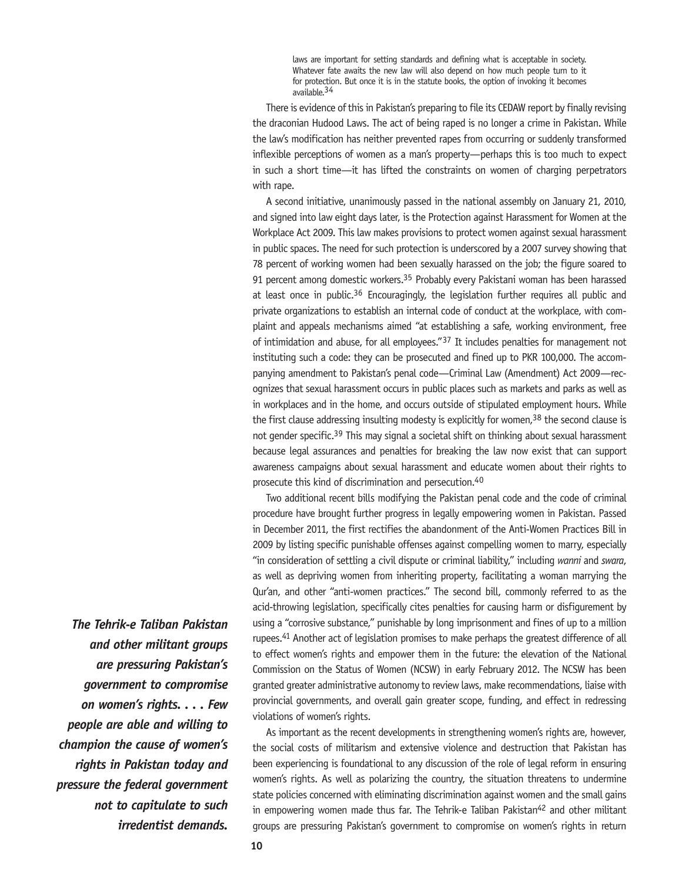> laws are important for setting standards and defining what is acceptable in society. Whatever fate awaits the new law will also depend on how much people turn to it for protection. But once it is in the statute books, the option of invoking it becomes available.[34]

There is evidence of this in Pakistan's preparing to file its CEDAW report by finally revising the draconian Hudood Laws. The act of being raped is no longer a crime in Pakistan. While the law's modification has neither prevented rapes from occurring or suddenly transformed inflexible perceptions of women as a man's property—perhaps this is too much to expect in such a short time—it has lifted the constraints on women of charging perpetrators with rape.

A second initiative, unanimously passed in the national assembly on January 21, 2010, and signed into law eight days later, is the Protection against Harassment for Women at the Workplace Act 2009. This law makes provisions to protect women against sexual harassment in public spaces. The need for such protection is underscored by a 2007 survey showing that 78 percent of working women had been sexually harassed on the job; the figure soared to 91 percent among domestic workers.[35] Probably every Pakistani woman has been harassed at least once in public.[36] Encouragingly, the legislation further requires all public and private organizations to establish an internal code of conduct at the workplace, with complaint and appeals mechanisms aimed "at establishing a safe, working environment, free of intimidation and abuse, for all employees."[37] It includes penalties for management not instituting such a code: they can be prosecuted and fined up to PKR 100,000. The accompanying amendment to Pakistan's penal code—Criminal Law (Amendment) Act 2009—recognizes that sexual harassment occurs in public places such as markets and parks as well as in workplaces and in the home, and occurs outside of stipulated employment hours. While the first clause addressing insulting modesty is explicitly for women,[38] the second clause is not gender specific.[39] This may signal a societal shift on thinking about sexual harassment because legal assurances and penalties for breaking the law now exist that can support awareness campaigns about sexual harassment and educate women about their rights to prosecute this kind of discrimination and persecution.[40]

Two additional recent bills modifying the Pakistan penal code and the code of criminal procedure have brought further progress in legally empowering women in Pakistan. Passed in December 2011, the first rectifies the abandonment of the Anti-Women Practices Bill in 2009 by listing specific punishable offenses against compelling women to marry, especially "in consideration of settling a civil dispute or criminal liability," including *wanni* and *swara*, as well as depriving women from inheriting property, facilitating a woman marrying the Qur'an, and other "anti-women practices." The second bill, commonly referred to as the acid-throwing legislation, specifically cites penalties for causing harm or disfigurement by using a "corrosive substance," punishable by long imprisonment and fines of up to a million rupees.[41] Another act of legislation promises to make perhaps the greatest difference of all to effect women's rights and empower them in the future: the elevation of the National Commission on the Status of Women (NCSW) in early February 2012. The NCSW has been granted greater administrative autonomy to review laws, make recommendations, liaise with provincial governments, and overall gain greater scope, funding, and effect in redressing violations of women's rights.

As important as the recent developments in strengthening women's rights are, however, the social costs of militarism and extensive violence and destruction that Pakistan has been experiencing is foundational to any discussion of the role of legal reform in ensuring women's rights. As well as polarizing the country, the situation threatens to undermine state policies concerned with eliminating discrimination against women and the small gains in empowering women made thus far. The Tehrik-e Taliban Pakistan[42] and other militant groups are pressuring Pakistan's government to compromise on women's rights in return

***The Tehrik-e Taliban Pakistan and other militant groups are pressuring Pakistan's government to compromise on women's rights. . . . Few people are able and willing to champion the cause of women's rights in Pakistan today and pressure the federal government not to capitulate to such irredentist demands.***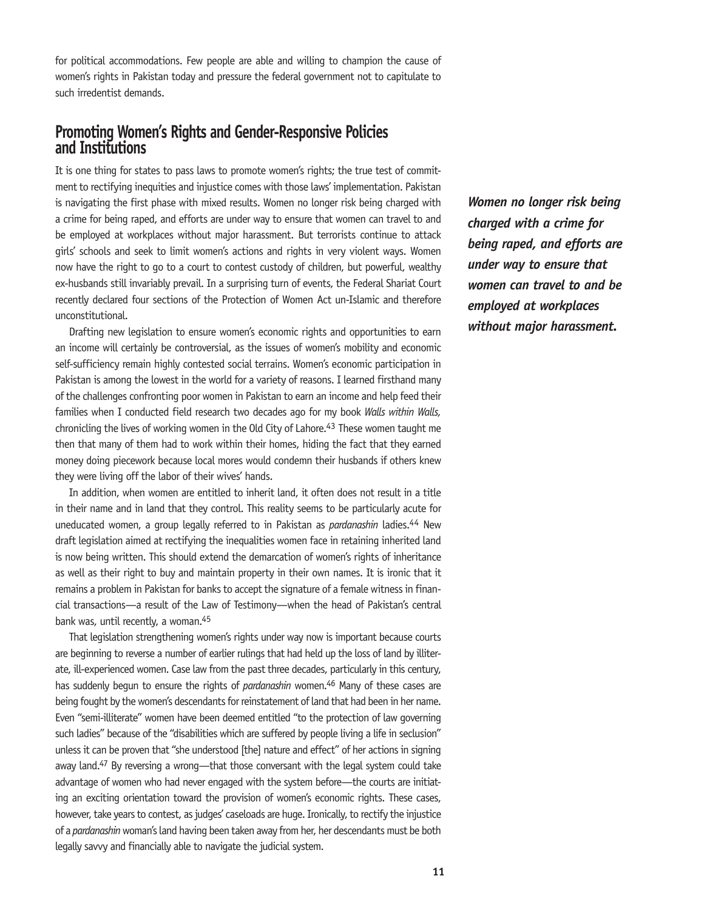for political accommodations. Few people are able and willing to champion the cause of women's rights in Pakistan today and pressure the federal government not to capitulate to such irredentist demands.

## Promoting Women's Rights and Gender-Responsive Policies and Institutions

It is one thing for states to pass laws to promote women's rights; the true test of commitment to rectifying inequities and injustice comes with those laws' implementation. Pakistan is navigating the first phase with mixed results. Women no longer risk being charged with a crime for being raped, and efforts are under way to ensure that women can travel to and be employed at workplaces without major harassment. But terrorists continue to attack girls' schools and seek to limit women's actions and rights in very violent ways. Women now have the right to go to a court to contest custody of children, but powerful, wealthy ex-husbands still invariably prevail. In a surprising turn of events, the Federal Shariat Court recently declared four sections of the Protection of Women Act un-Islamic and therefore unconstitutional.

***Women no longer risk being charged with a crime for being raped, and efforts are under way to ensure that women can travel to and be employed at workplaces without major harassment.***

Drafting new legislation to ensure women's economic rights and opportunities to earn an income will certainly be controversial, as the issues of women's mobility and economic self-sufficiency remain highly contested social terrains. Women's economic participation in Pakistan is among the lowest in the world for a variety of reasons. I learned firsthand many of the challenges confronting poor women in Pakistan to earn an income and help feed their families when I conducted field research two decades ago for my book *Walls within Walls,* chronicling the lives of working women in the Old City of Lahore.[43] These women taught me then that many of them had to work within their homes, hiding the fact that they earned money doing piecework because local mores would condemn their husbands if others knew they were living off the labor of their wives' hands.

In addition, when women are entitled to inherit land, it often does not result in a title in their name and in land that they control. This reality seems to be particularly acute for uneducated women, a group legally referred to in Pakistan as *pardanashin* ladies.[44] New draft legislation aimed at rectifying the inequalities women face in retaining inherited land is now being written. This should extend the demarcation of women's rights of inheritance as well as their right to buy and maintain property in their own names. It is ironic that it remains a problem in Pakistan for banks to accept the signature of a female witness in financial transactions—a result of the Law of Testimony—when the head of Pakistan's central bank was, until recently, a woman.[45]

That legislation strengthening women's rights under way now is important because courts are beginning to reverse a number of earlier rulings that had held up the loss of land by illiterate, ill-experienced women. Case law from the past three decades, particularly in this century, has suddenly begun to ensure the rights of *pardanashin* women.[46] Many of these cases are being fought by the women's descendants for reinstatement of land that had been in her name. Even "semi-illiterate" women have been deemed entitled "to the protection of law governing such ladies" because of the "disabilities which are suffered by people living a life in seclusion" unless it can be proven that "she understood [the] nature and effect" of her actions in signing away land.[47] By reversing a wrong—that those conversant with the legal system could take advantage of women who had never engaged with the system before—the courts are initiating an exciting orientation toward the provision of women's economic rights. These cases, however, take years to contest, as judges' caseloads are huge. Ironically, to rectify the injustice of a *pardanashin* woman's land having been taken away from her, her descendants must be both legally savvy and financially able to navigate the judicial system.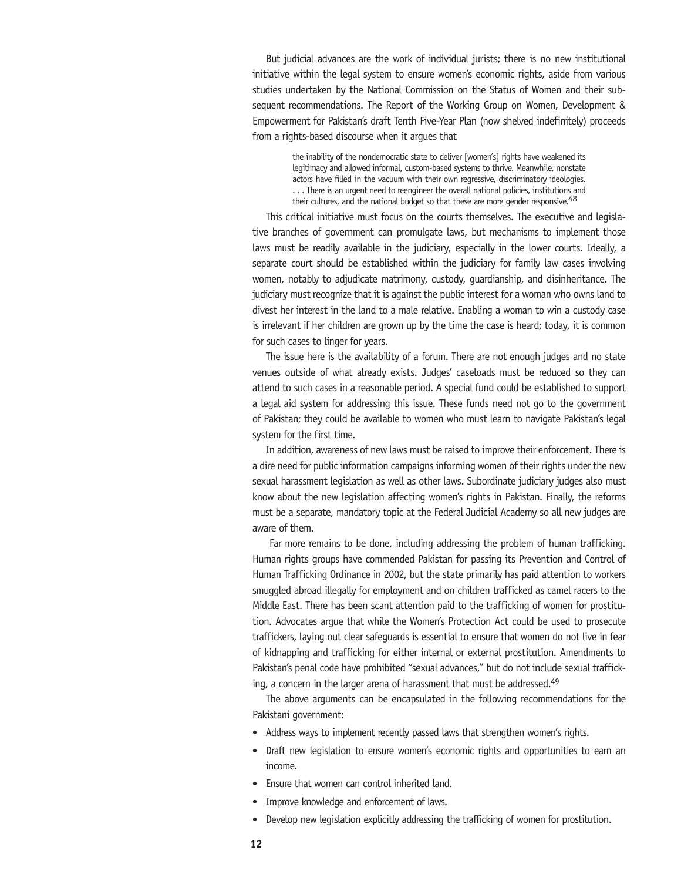But judicial advances are the work of individual jurists; there is no new institutional initiative within the legal system to ensure women's economic rights, aside from various studies undertaken by the National Commission on the Status of Women and their subsequent recommendations. The Report of the Working Group on Women, Development & Empowerment for Pakistan's draft Tenth Five-Year Plan (now shelved indefinitely) proceeds from a rights-based discourse when it argues that

> the inability of the nondemocratic state to deliver [women's] rights have weakened its legitimacy and allowed informal, custom-based systems to thrive. Meanwhile, nonstate actors have filled in the vacuum with their own regressive, discriminatory ideologies. . . . There is an urgent need to reengineer the overall national policies, institutions and their cultures, and the national budget so that these are more gender responsive.[48]

This critical initiative must focus on the courts themselves. The executive and legislative branches of government can promulgate laws, but mechanisms to implement those laws must be readily available in the judiciary, especially in the lower courts. Ideally, a separate court should be established within the judiciary for family law cases involving women, notably to adjudicate matrimony, custody, guardianship, and disinheritance. The judiciary must recognize that it is against the public interest for a woman who owns land to divest her interest in the land to a male relative. Enabling a woman to win a custody case is irrelevant if her children are grown up by the time the case is heard; today, it is common for such cases to linger for years.

The issue here is the availability of a forum. There are not enough judges and no state venues outside of what already exists. Judges' caseloads must be reduced so they can attend to such cases in a reasonable period. A special fund could be established to support a legal aid system for addressing this issue. These funds need not go to the government of Pakistan; they could be available to women who must learn to navigate Pakistan's legal system for the first time.

In addition, awareness of new laws must be raised to improve their enforcement. There is a dire need for public information campaigns informing women of their rights under the new sexual harassment legislation as well as other laws. Subordinate judiciary judges also must know about the new legislation affecting women's rights in Pakistan. Finally, the reforms must be a separate, mandatory topic at the Federal Judicial Academy so all new judges are aware of them.

Far more remains to be done, including addressing the problem of human trafficking. Human rights groups have commended Pakistan for passing its Prevention and Control of Human Trafficking Ordinance in 2002, but the state primarily has paid attention to workers smuggled abroad illegally for employment and on children trafficked as camel racers to the Middle East. There has been scant attention paid to the trafficking of women for prostitution. Advocates argue that while the Women's Protection Act could be used to prosecute traffickers, laying out clear safeguards is essential to ensure that women do not live in fear of kidnapping and trafficking for either internal or external prostitution. Amendments to Pakistan's penal code have prohibited "sexual advances," but do not include sexual trafficking, a concern in the larger arena of harassment that must be addressed.[49]

The above arguments can be encapsulated in the following recommendations for the Pakistani government:

- Address ways to implement recently passed laws that strengthen women's rights.
- Draft new legislation to ensure women's economic rights and opportunities to earn an income.
- Ensure that women can control inherited land.
- Improve knowledge and enforcement of laws.
- Develop new legislation explicitly addressing the trafficking of women for prostitution.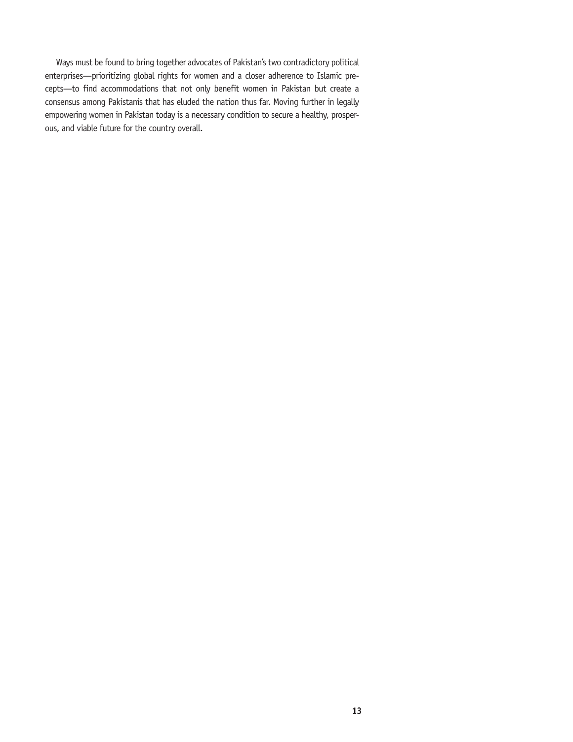Ways must be found to bring together advocates of Pakistan's two contradictory political enterprises—prioritizing global rights for women and a closer adherence to Islamic precepts—to find accommodations that not only benefit women in Pakistan but create a consensus among Pakistanis that has eluded the nation thus far. Moving further in legally empowering women in Pakistan today is a necessary condition to secure a healthy, prosperous, and viable future for the country overall.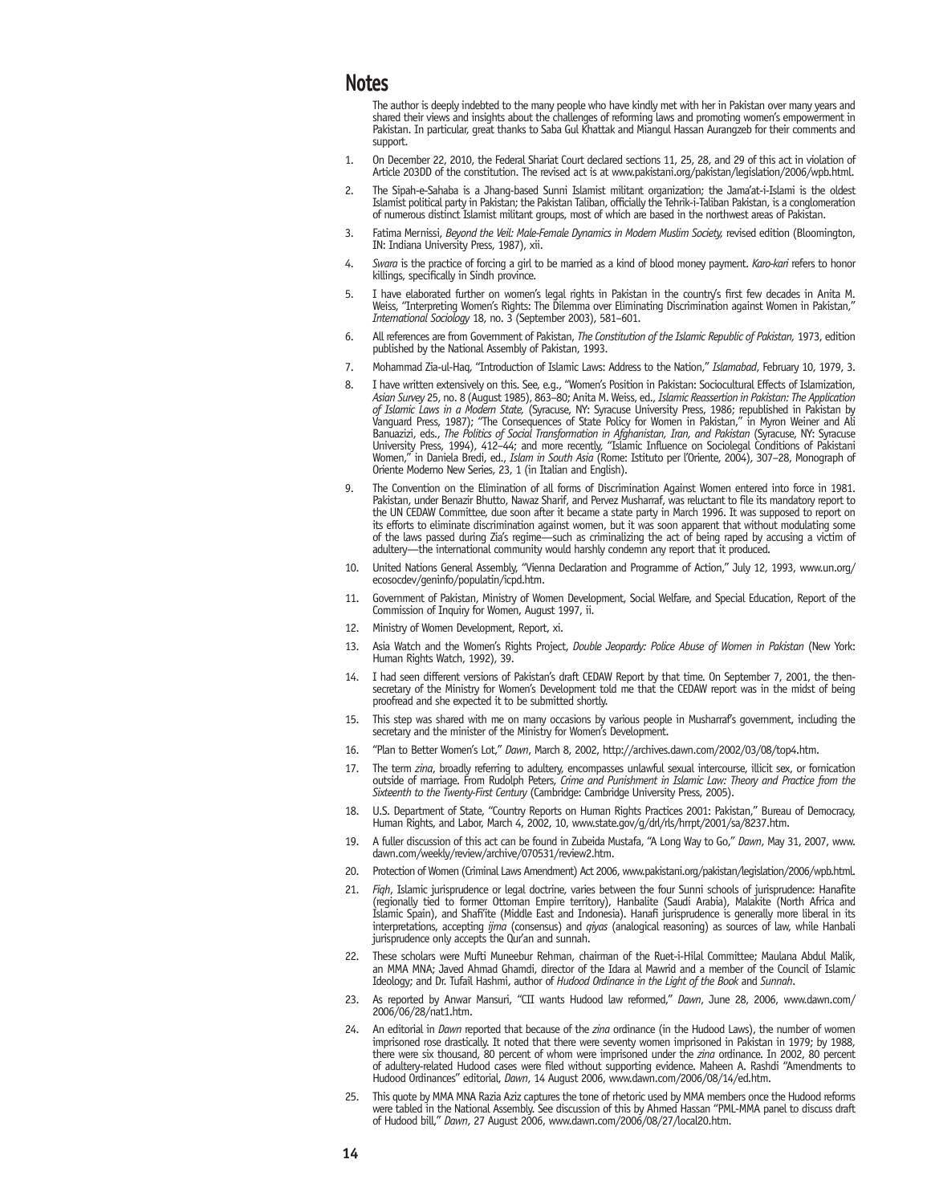## Notes

The author is deeply indebted to the many people who have kindly met with her in Pakistan over many years and shared their views and insights about the challenges of reforming laws and promoting women's empowerment in Pakistan. In particular, great thanks to Saba Gul Khattak and Miangul Hassan Aurangzeb for their comments and support.

1. On December 22, 2010, the Federal Shariat Court declared sections 11, 25, 28, and 29 of this act in violation of Article 203DD of the constitution. The revised act is at www.pakistani.org/pakistan/legislation/2006/wpb.html.

2. The Sipah-e-Sahaba is a Jhang-based Sunni Islamist militant organization; the Jama'at-i-Islami is the oldest Islamist political party in Pakistan; the Pakistan Taliban, officially the Tehrik-i-Taliban Pakistan, is a conglomeration of numerous distinct Islamist militant groups, most of which are based in the northwest areas of Pakistan.

3. Fatima Mernissi, *Beyond the Veil: Male-Female Dynamics in Modern Muslim Society,* revised edition (Bloomington, IN: Indiana University Press, 1987), xii.

4. *Swara* is the practice of forcing a girl to be married as a kind of blood money payment. *Karo-kari* refers to honor killings, specifically in Sindh province.

5. I have elaborated further on women's legal rights in Pakistan in the country's first few decades in Anita M. Weiss, "Interpreting Women's Rights: The Dilemma over Eliminating Discrimination against Women in Pakistan," *International Sociology* 18, no. 3 (September 2003), 581–601.

6. All references are from Government of Pakistan, *The Constitution of the Islamic Republic of Pakistan,* 1973, edition published by the National Assembly of Pakistan, 1993.

7. Mohammad Zia-ul-Haq, "Introduction of Islamic Laws: Address to the Nation," *Islamabad*, February 10, 1979, 3.

8. I have written extensively on this. See, e.g., "Women's Position in Pakistan: Sociocultural Effects of Islamization, *Asian Survey* 25, no. 8 (August 1985), 863–80; Anita M. Weiss, ed., *Islamic Reassertion in Pakistan: The Application of Islamic Laws in a Modern State,* (Syracuse, NY: Syracuse University Press, 1986; republished in Pakistan by Vanguard Press, 1987); "The Consequences of State Policy for Women in Pakistan," in Myron Weiner and Ali Banuazizi, eds., *The Politics of Social Transformation in Afghanistan, Iran, and Pakistan* (Syracuse, NY: Syracuse University Press, 1994), 412–44; and more recently, "Islamic Influence on Sociolegal Conditions of Pakistani Women," in Daniela Bredi, ed., *Islam in South Asia* (Rome: Istituto per l'Oriente, 2004), 307–28, Monograph of Oriente Moderno New Series, 23, 1 (in Italian and English).

9. The Convention on the Elimination of all forms of Discrimination Against Women entered into force in 1981. Pakistan, under Benazir Bhutto, Nawaz Sharif, and Pervez Musharraf, was reluctant to file its mandatory report to the UN CEDAW Committee, due soon after it became a state party in March 1996. It was supposed to report on its efforts to eliminate discrimination against women, but it was soon apparent that without modulating some of the laws passed during Zia's regime—such as criminalizing the act of being raped by accusing a victim of adultery—the international community would harshly condemn any report that it produced.

10. United Nations General Assembly, "Vienna Declaration and Programme of Action," July 12, 1993, www.un.org/ecosocdev/geninfo/populatin/icpd.htm.

11. Government of Pakistan, Ministry of Women Development, Social Welfare, and Special Education, Report of the Commission of Inquiry for Women, August 1997, ii.

12. Ministry of Women Development, Report, xi.

13. Asia Watch and the Women's Rights Project, *Double Jeopardy: Police Abuse of Women in Pakistan* (New York: Human Rights Watch, 1992), 39.

14. I had seen different versions of Pakistan's draft CEDAW Report by that time. On September 7, 2001, the then-secretary of the Ministry for Women's Development told me that the CEDAW report was in the midst of being proofread and she expected it to be submitted shortly.

15. This step was shared with me on many occasions by various people in Musharraf's government, including the secretary and the minister of the Ministry for Women's Development.

16. "Plan to Better Women's Lot," *Dawn*, March 8, 2002, http://archives.dawn.com/2002/03/08/top4.htm.

17. The term *zina*, broadly referring to adultery, encompasses unlawful sexual intercourse, illicit sex, or fornication outside of marriage. From Rudolph Peters, *Crime and Punishment in Islamic Law: Theory and Practice from the Sixteenth to the Twenty-First Century* (Cambridge: Cambridge University Press, 2005).

18. U.S. Department of State, "Country Reports on Human Rights Practices 2001: Pakistan," Bureau of Democracy, Human Rights, and Labor, March 4, 2002, 10, www.state.gov/g/drl/rls/hrrpt/2001/sa/8237.htm.

19. A fuller discussion of this act can be found in Zubeida Mustafa, "A Long Way to Go," *Dawn*, May 31, 2007, www.dawn.com/weekly/review/archive/070531/review2.htm.

20. Protection of Women (Criminal Laws Amendment) Act 2006, www.pakistani.org/pakistan/legislation/2006/wpb.html.

21. *Fiqh*, Islamic jurisprudence or legal doctrine, varies between the four Sunni schools of jurisprudence: Hanafite (regionally tied to former Ottoman Empire territory), Hanbalite (Saudi Arabia), Malakite (North Africa and Islamic Spain), and Shafi'ite (Middle East and Indonesia). Hanafi jurisprudence is generally more liberal in its interpretations, accepting *ijma* (consensus) and *qiyas* (analogical reasoning) as sources of law, while Hanbali jurisprudence only accepts the Qur'an and sunnah.

22. These scholars were Mufti Muneebur Rehman, chairman of the Ruet-i-Hilal Committee; Maulana Abdul Malik, an MMA MNA; Javed Ahmad Ghamdi, director of the Idara al Mawrid and a member of the Council of Islamic Ideology; and Dr. Tufail Hashmi, author of *Hudood Ordinance in the Light of the Book* and *Sunnah*.

23. As reported by Anwar Mansuri, "CII wants Hudood law reformed," *Dawn*, June 28, 2006, www.dawn.com/2006/06/28/nat1.htm.

24. An editorial in *Dawn* reported that because of the *zina* ordinance (in the Hudood Laws), the number of women imprisoned rose drastically. It noted that there were seventy women imprisoned in Pakistan in 1979; by 1988, there were six thousand, 80 percent of whom were imprisoned under the *zina* ordinance. In 2002, 80 percent of adultery-related Hudood cases were filed without supporting evidence. Maheen A. Rashdi "Amendments to Hudood Ordinances" editorial, *Dawn*, 14 August 2006, www.dawn.com/2006/08/14/ed.htm.

25. This quote by MMA MNA Razia Aziz captures the tone of rhetoric used by MMA members once the Hudood reforms were tabled in the National Assembly. See discussion of this by Ahmed Hassan "PML-MMA panel to discuss draft of Hudood bill," *Dawn*, 27 August 2006, www.dawn.com/2006/08/27/local20.htm.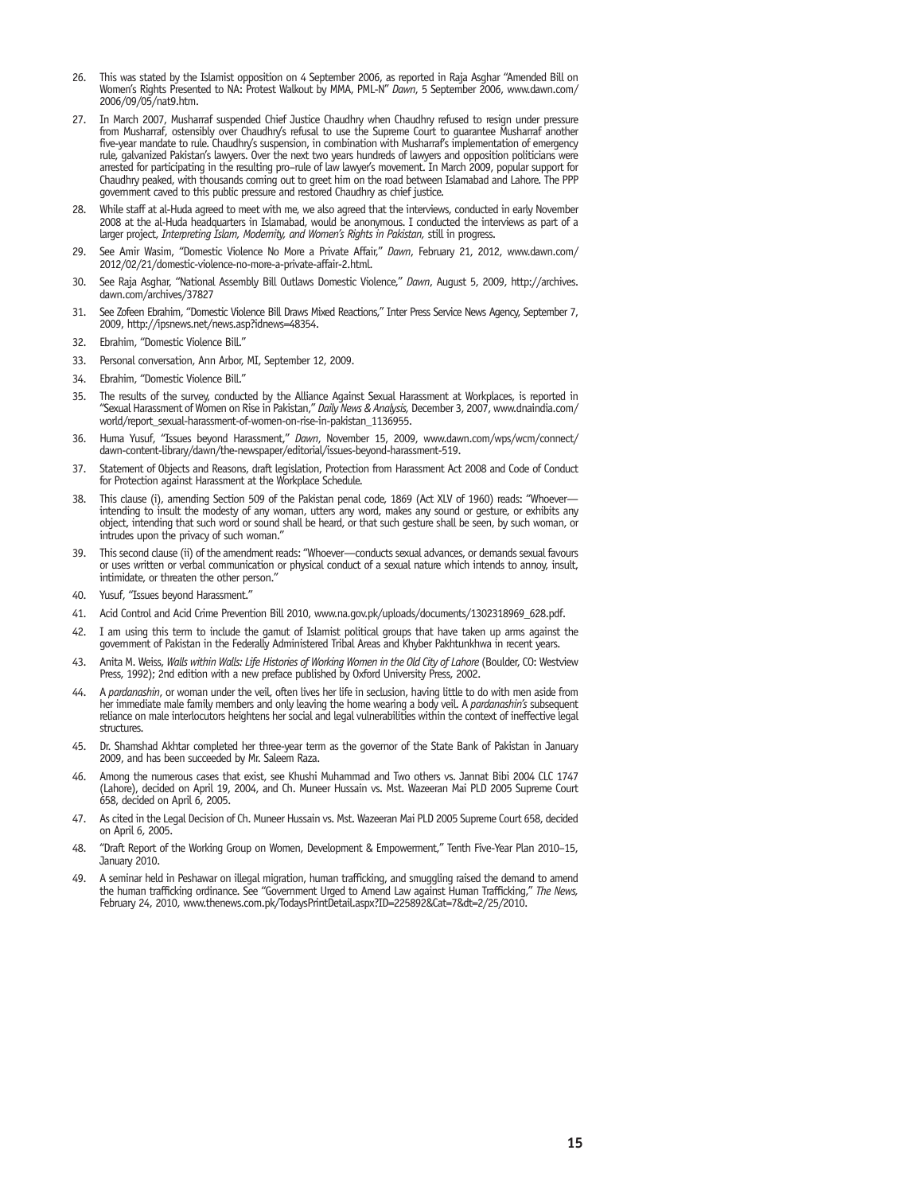26. This was stated by the Islamist opposition on 4 September 2006, as reported in Raja Asghar "Amended Bill on Women's Rights Presented to NA: Protest Walkout by MMA, PML-N" *Dawn*, 5 September 2006, www.dawn.com/2006/09/05/nat9.htm.

27. In March 2007, Musharraf suspended Chief Justice Chaudhry when Chaudhry refused to resign under pressure from Musharraf, ostensibly over Chaudhry's refusal to use the Supreme Court to guarantee Musharraf another five-year mandate to rule. Chaudhry's suspension, in combination with Musharraf's implementation of emergency rule, galvanized Pakistan's lawyers. Over the next two years hundreds of lawyers and opposition politicians were arrested for participating in the resulting pro–rule of law lawyer's movement. In March 2009, popular support for Chaudhry peaked, with thousands coming out to greet him on the road between Islamabad and Lahore. The PPP government caved to this public pressure and restored Chaudhry as chief justice.

28. While staff at al-Huda agreed to meet with me, we also agreed that the interviews, conducted in early November 2008 at the al-Huda headquarters in Islamabad, would be anonymous. I conducted the interviews as part of a larger project, *Interpreting Islam, Modernity, and Women's Rights in Pakistan,* still in progress.

29. See Amir Wasim, "Domestic Violence No More a Private Affair," *Dawn*, February 21, 2012, www.dawn.com/2012/02/21/domestic-violence-no-more-a-private-affair-2.html.

30. See Raja Asghar, "National Assembly Bill Outlaws Domestic Violence," *Dawn*, August 5, 2009, http://archives.dawn.com/archives/37827

31. See Zofeen Ebrahim, "Domestic Violence Bill Draws Mixed Reactions," Inter Press Service News Agency, September 7, 2009, http://ipsnews.net/news.asp?idnews=48354.

32. Ebrahim, "Domestic Violence Bill."

33. Personal conversation, Ann Arbor, MI, September 12, 2009.

34. Ebrahim, "Domestic Violence Bill."

35. The results of the survey, conducted by the Alliance Against Sexual Harassment at Workplaces, is reported in "Sexual Harassment of Women on Rise in Pakistan," *Daily News & Analysis,* December 3, 2007, www.dnaindia.com/world/report_sexual-harassment-of-women-on-rise-in-pakistan_1136955.

36. Huma Yusuf, "Issues beyond Harassment," *Dawn*, November 15, 2009, www.dawn.com/wps/wcm/connect/dawn-content-library/dawn/the-newspaper/editorial/issues-beyond-harassment-519.

37. Statement of Objects and Reasons, draft legislation, Protection from Harassment Act 2008 and Code of Conduct for Protection against Harassment at the Workplace Schedule.

38. This clause (i), amending Section 509 of the Pakistan penal code, 1869 (Act XLV of 1960) reads: "Whoever—intending to insult the modesty of any woman, utters any word, makes any sound or gesture, or exhibits any object, intending that such word or sound shall be heard, or that such gesture shall be seen, by such woman, or intrudes upon the privacy of such woman."

39. This second clause (ii) of the amendment reads: "Whoever—conducts sexual advances, or demands sexual favours or uses written or verbal communication or physical conduct of a sexual nature which intends to annoy, insult, intimidate, or threaten the other person."

40. Yusuf, "Issues beyond Harassment."

41. Acid Control and Acid Crime Prevention Bill 2010, www.na.gov.pk/uploads/documents/1302318969_628.pdf.

42. I am using this term to include the gamut of Islamist political groups that have taken up arms against the government of Pakistan in the Federally Administered Tribal Areas and Khyber Pakhtunkhwa in recent years.

43. Anita M. Weiss, *Walls within Walls: Life Histories of Working Women in the Old City of Lahore* (Boulder, CO: Westview Press, 1992); 2nd edition with a new preface published by Oxford University Press, 2002.

44. A *pardanashin*, or woman under the veil, often lives her life in seclusion, having little to do with men aside from her immediate male family members and only leaving the home wearing a body veil. A *pardanashin's* subsequent reliance on male interlocutors heightens her social and legal vulnerabilities within the context of ineffective legal structures.

45. Dr. Shamshad Akhtar completed her three-year term as the governor of the State Bank of Pakistan in January 2009, and has been succeeded by Mr. Saleem Raza.

46. Among the numerous cases that exist, see Khushi Muhammad and Two others vs. Jannat Bibi 2004 CLC 1747 (Lahore), decided on April 19, 2004, and Ch. Muneer Hussain vs. Mst. Wazeeran Mai PLD 2005 Supreme Court 658, decided on April 6, 2005.

47. As cited in the Legal Decision of Ch. Muneer Hussain vs. Mst. Wazeeran Mai PLD 2005 Supreme Court 658, decided on April 6, 2005.

48. "Draft Report of the Working Group on Women, Development & Empowerment," Tenth Five-Year Plan 2010–15, January 2010.

49. A seminar held in Peshawar on illegal migration, human trafficking, and smuggling raised the demand to amend the human trafficking ordinance. See "Government Urged to Amend Law against Human Trafficking," *The News,* February 24, 2010, www.thenews.com.pk/TodaysPrintDetail.aspx?ID=225892&Cat=7&dt=2/25/2010.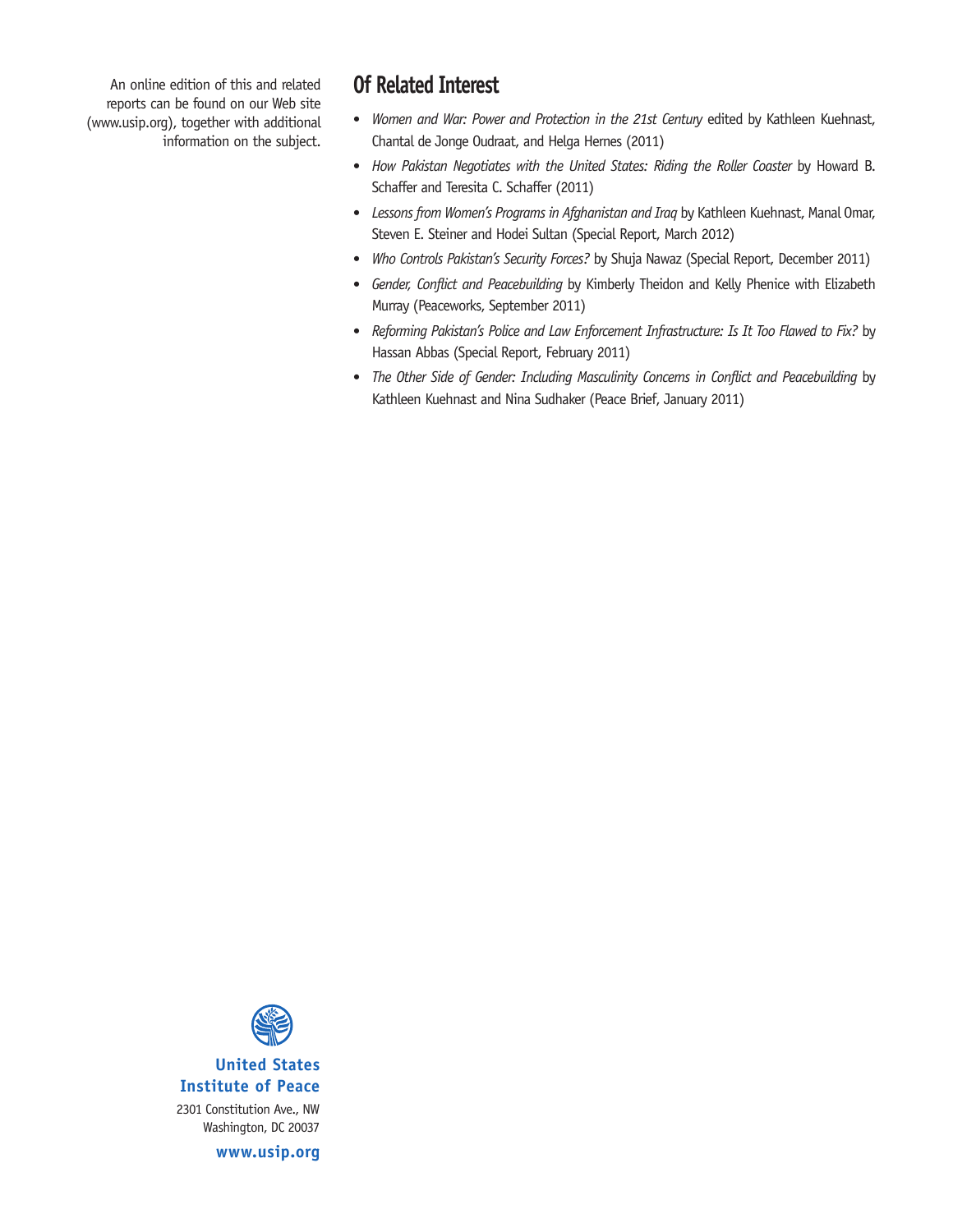An online edition of this and related reports can be found on our Web site (www.usip.org), together with additional information on the subject.

## Of Related Interest

- *Women and War: Power and Protection in the 21st Century* edited by Kathleen Kuehnast, Chantal de Jonge Oudraat, and Helga Hernes (2011)
- *How Pakistan Negotiates with the United States: Riding the Roller Coaster* by Howard B. Schaffer and Teresita C. Schaffer (2011)
- *Lessons from Women's Programs in Afghanistan and Iraq* by Kathleen Kuehnast, Manal Omar, Steven E. Steiner and Hodei Sultan (Special Report, March 2012)
- *Who Controls Pakistan's Security Forces?* by Shuja Nawaz (Special Report, December 2011)
- *Gender, Conflict and Peacebuilding* by Kimberly Theidon and Kelly Phenice with Elizabeth Murray (Peaceworks, September 2011)
- *Reforming Pakistan's Police and Law Enforcement Infrastructure: Is It Too Flawed to Fix?* by Hassan Abbas (Special Report, February 2011)
- *The Other Side of Gender: Including Masculinity Concerns in Conflict and Peacebuilding* by Kathleen Kuehnast and Nina Sudhaker (Peace Brief, January 2011)

**United States Institute of Peace**

2301 Constitution Ave., NW
Washington, DC 20037

**www.usip.org**